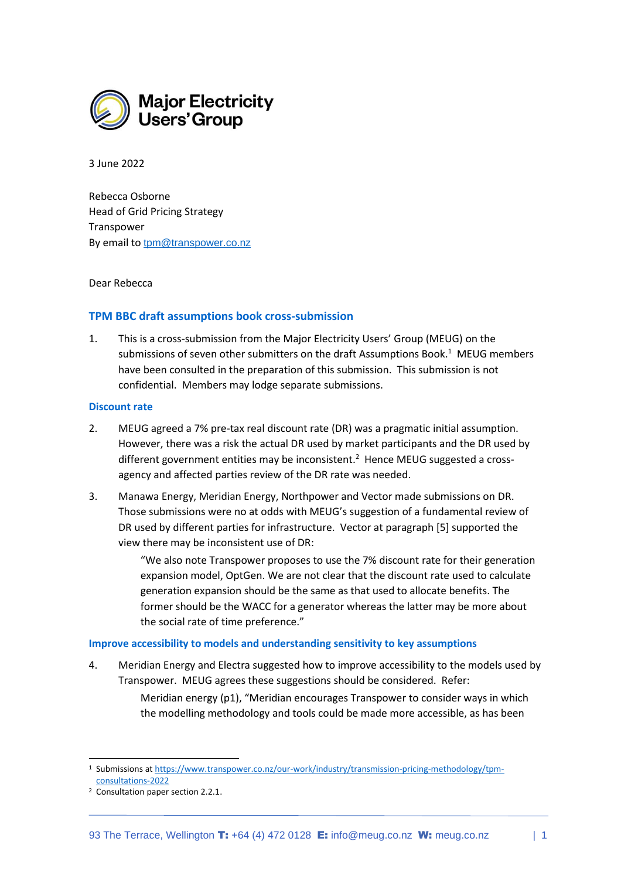Major Electricity Users' Group

3 June 2022

Rebecca Osborne
Head of Grid Pricing Strategy
Transpower
By email to tpm@transpower.co.nz

Dear Rebecca

## TPM BBC draft assumptions book cross-submission

1. This is a cross-submission from the Major Electricity Users' Group (MEUG) on the submissions of seven other submitters on the draft Assumptions Book.[1] MEUG members have been consulted in the preparation of this submission. This submission is not confidential. Members may lodge separate submissions.

### Discount rate

2. MEUG agreed a 7% pre-tax real discount rate (DR) was a pragmatic initial assumption. However, there was a risk the actual DR used by market participants and the DR used by different government entities may be inconsistent.[2] Hence MEUG suggested a cross-agency and affected parties review of the DR rate was needed.

3. Manawa Energy, Meridian Energy, Northpower and Vector made submissions on DR. Those submissions were no at odds with MEUG's suggestion of a fundamental review of DR used by different parties for infrastructure. Vector at paragraph [5] supported the view there may be inconsistent use of DR:

   "We also note Transpower proposes to use the 7% discount rate for their generation expansion model, OptGen. We are not clear that the discount rate used to calculate generation expansion should be the same as that used to allocate benefits. The former should be the WACC for a generator whereas the latter may be more about the social rate of time preference."

### Improve accessibility to models and understanding sensitivity to key assumptions

4. Meridian Energy and Electra suggested how to improve accessibility to the models used by Transpower. MEUG agrees these suggestions should be considered. Refer:

   Meridian energy (p1), "Meridian encourages Transpower to consider ways in which the modelling methodology and tools could be made more accessible, as has been

---

[1] Submissions at https://www.transpower.co.nz/our-work/industry/transmission-pricing-methodology/tpm-consultations-2022

[2] Consultation paper section 2.2.1.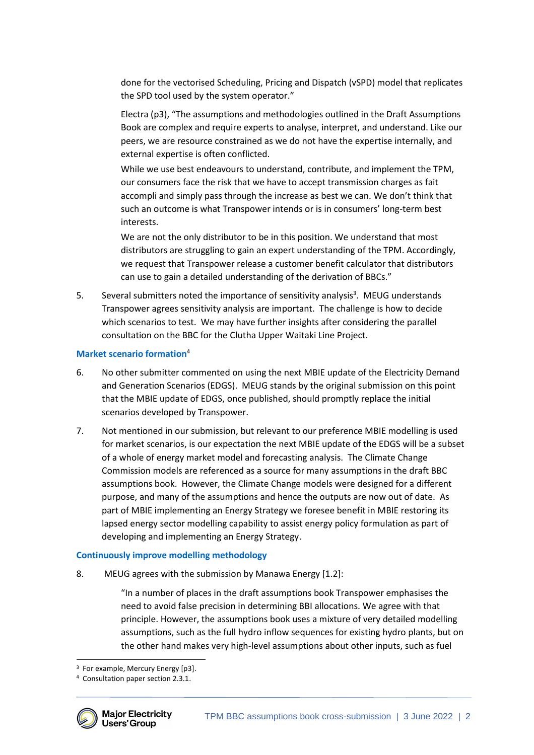done for the vectorised Scheduling, Pricing and Dispatch (vSPD) model that replicates the SPD tool used by the system operator."

Electra (p3), "The assumptions and methodologies outlined in the Draft Assumptions Book are complex and require experts to analyse, interpret, and understand. Like our peers, we are resource constrained as we do not have the expertise internally, and external expertise is often conflicted.

While we use best endeavours to understand, contribute, and implement the TPM, our consumers face the risk that we have to accept transmission charges as fait accompli and simply pass through the increase as best we can. We don't think that such an outcome is what Transpower intends or is in consumers' long-term best interests.

We are not the only distributor to be in this position. We understand that most distributors are struggling to gain an expert understanding of the TPM. Accordingly, we request that Transpower release a customer benefit calculator that distributors can use to gain a detailed understanding of the derivation of BBCs."

5. Several submitters noted the importance of sensitivity analysis[3]. MEUG understands Transpower agrees sensitivity analysis are important. The challenge is how to decide which scenarios to test. We may have further insights after considering the parallel consultation on the BBC for the Clutha Upper Waitaki Line Project.

### Market scenario formation[4]

6. No other submitter commented on using the next MBIE update of the Electricity Demand and Generation Scenarios (EDGS). MEUG stands by the original submission on this point that the MBIE update of EDGS, once published, should promptly replace the initial scenarios developed by Transpower.

7. Not mentioned in our submission, but relevant to our preference MBIE modelling is used for market scenarios, is our expectation the next MBIE update of the EDGS will be a subset of a whole of energy market model and forecasting analysis. The Climate Change Commission models are referenced as a source for many assumptions in the draft BBC assumptions book. However, the Climate Change models were designed for a different purpose, and many of the assumptions and hence the outputs are now out of date. As part of MBIE implementing an Energy Strategy we foresee benefit in MBIE restoring its lapsed energy sector modelling capability to assist energy policy formulation as part of developing and implementing an Energy Strategy.

### Continuously improve modelling methodology

8. MEUG agrees with the submission by Manawa Energy [1.2]:

"In a number of places in the draft assumptions book Transpower emphasises the need to avoid false precision in determining BBI allocations. We agree with that principle. However, the assumptions book uses a mixture of very detailed modelling assumptions, such as the full hydro inflow sequences for existing hydro plants, but on the other hand makes very high-level assumptions about other inputs, such as fuel

---

[3] For example, Mercury Energy [p3].

[4] Consultation paper section 2.3.1.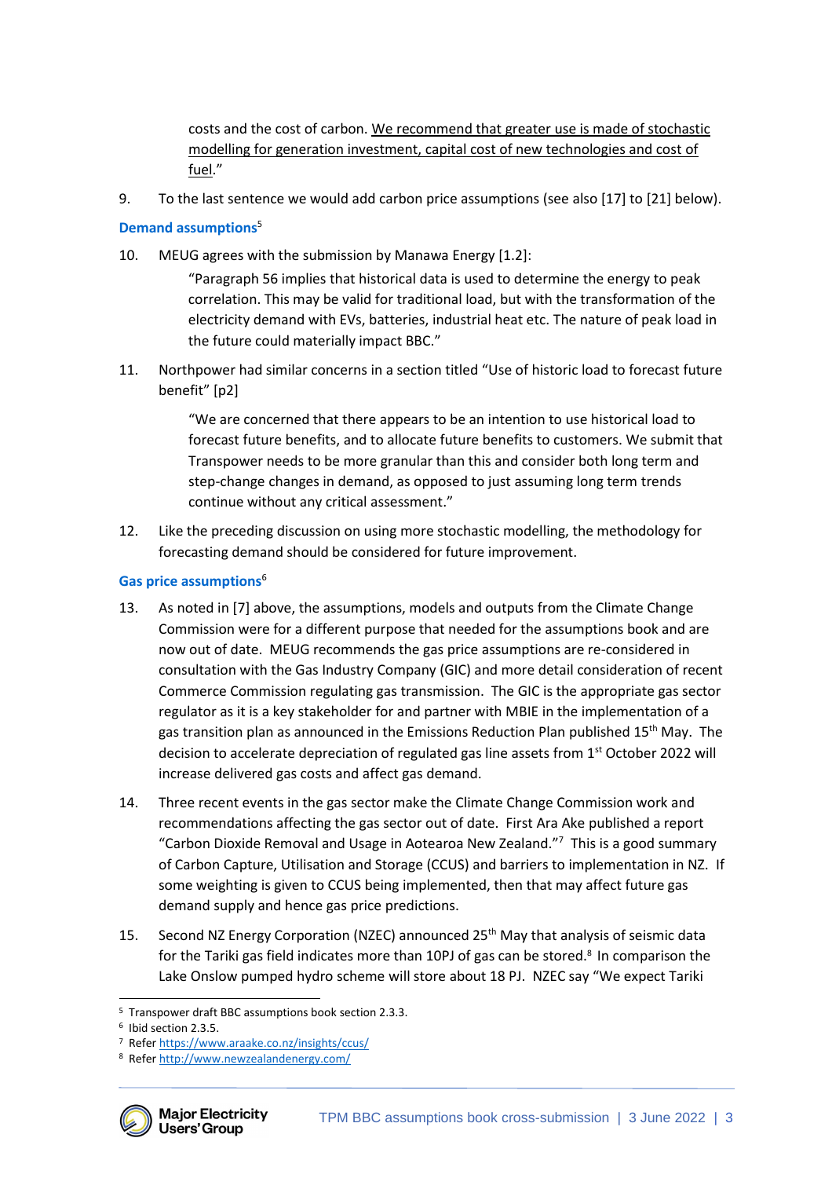costs and the cost of carbon. <u>We recommend that greater use is made of stochastic modelling for generation investment, capital cost of new technologies and cost of fuel</u>."

9. To the last sentence we would add carbon price assumptions (see also [17] to [21] below).

### Demand assumptions[5]

10. MEUG agrees with the submission by Manawa Energy [1.2]:

> "Paragraph 56 implies that historical data is used to determine the energy to peak correlation. This may be valid for traditional load, but with the transformation of the electricity demand with EVs, batteries, industrial heat etc. The nature of peak load in the future could materially impact BBC."

11. Northpower had similar concerns in a section titled "Use of historic load to forecast future benefit" [p2]

> "We are concerned that there appears to be an intention to use historical load to forecast future benefits, and to allocate future benefits to customers. We submit that Transpower needs to be more granular than this and consider both long term and step-change changes in demand, as opposed to just assuming long term trends continue without any critical assessment."

12. Like the preceding discussion on using more stochastic modelling, the methodology for forecasting demand should be considered for future improvement.

### Gas price assumptions[6]

13. As noted in [7] above, the assumptions, models and outputs from the Climate Change Commission were for a different purpose that needed for the assumptions book and are now out of date. MEUG recommends the gas price assumptions are re-considered in consultation with the Gas Industry Company (GIC) and more detail consideration of recent Commerce Commission regulating gas transmission. The GIC is the appropriate gas sector regulator as it is a key stakeholder for and partner with MBIE in the implementation of a gas transition plan as announced in the Emissions Reduction Plan published 15th May. The decision to accelerate depreciation of regulated gas line assets from 1st October 2022 will increase delivered gas costs and affect gas demand.

14. Three recent events in the gas sector make the Climate Change Commission work and recommendations affecting the gas sector out of date. First Ara Ake published a report "Carbon Dioxide Removal and Usage in Aotearoa New Zealand."[7] This is a good summary of Carbon Capture, Utilisation and Storage (CCUS) and barriers to implementation in NZ. If some weighting is given to CCUS being implemented, then that may affect future gas demand supply and hence gas price predictions.

15. Second NZ Energy Corporation (NZEC) announced 25th May that analysis of seismic data for the Tariki gas field indicates more than 10PJ of gas can be stored.[8] In comparison the Lake Onslow pumped hydro scheme will store about 18 PJ. NZEC say "We expect Tariki

---

[5] Transpower draft BBC assumptions book section 2.3.3.

[6] Ibid section 2.3.5.

[7] Refer https://www.araake.co.nz/insights/ccus/

[8] Refer http://www.newzealandenergy.com/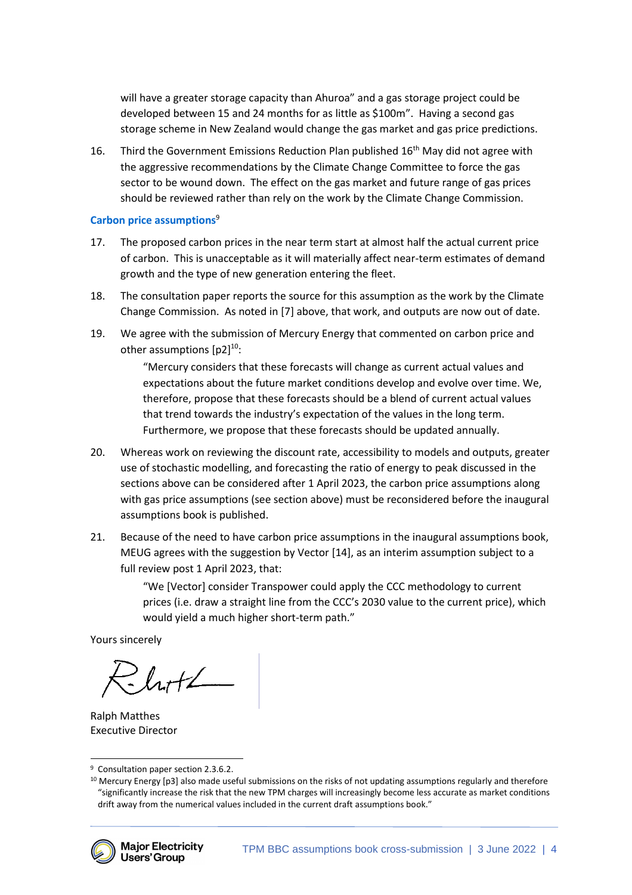will have a greater storage capacity than Ahuroa" and a gas storage project could be developed between 15 and 24 months for as little as $100m". Having a second gas storage scheme in New Zealand would change the gas market and gas price predictions.

16. Third the Government Emissions Reduction Plan published 16th May did not agree with the aggressive recommendations by the Climate Change Committee to force the gas sector to be wound down. The effect on the gas market and future range of gas prices should be reviewed rather than rely on the work by the Climate Change Commission.

### Carbon price assumptions[9]

17. The proposed carbon prices in the near term start at almost half the actual current price of carbon. This is unacceptable as it will materially affect near-term estimates of demand growth and the type of new generation entering the fleet.

18. The consultation paper reports the source for this assumption as the work by the Climate Change Commission. As noted in [7] above, that work, and outputs are now out of date.

19. We agree with the submission of Mercury Energy that commented on carbon price and other assumptions [p2][10]:

    > "Mercury considers that these forecasts will change as current actual values and expectations about the future market conditions develop and evolve over time. We, therefore, propose that these forecasts should be a blend of current actual values that trend towards the industry's expectation of the values in the long term. Furthermore, we propose that these forecasts should be updated annually.

20. Whereas work on reviewing the discount rate, accessibility to models and outputs, greater use of stochastic modelling, and forecasting the ratio of energy to peak discussed in the sections above can be considered after 1 April 2023, the carbon price assumptions along with gas price assumptions (see section above) must be reconsidered before the inaugural assumptions book is published.

21. Because of the need to have carbon price assumptions in the inaugural assumptions book, MEUG agrees with the suggestion by Vector [14], as an interim assumption subject to a full review post 1 April 2023, that:

    > "We [Vector] consider Transpower could apply the CCC methodology to current prices (i.e. draw a straight line from the CCC's 2030 value to the current price), which would yield a much higher short-term path."

Yours sincerely

Ralph Matthes
Executive Director

---

[9] Consultation paper section 2.3.6.2.

[10] Mercury Energy [p3] also made useful submissions on the risks of not updating assumptions regularly and therefore "significantly increase the risk that the new TPM charges will increasingly become less accurate as market conditions drift away from the numerical values included in the current draft assumptions book."